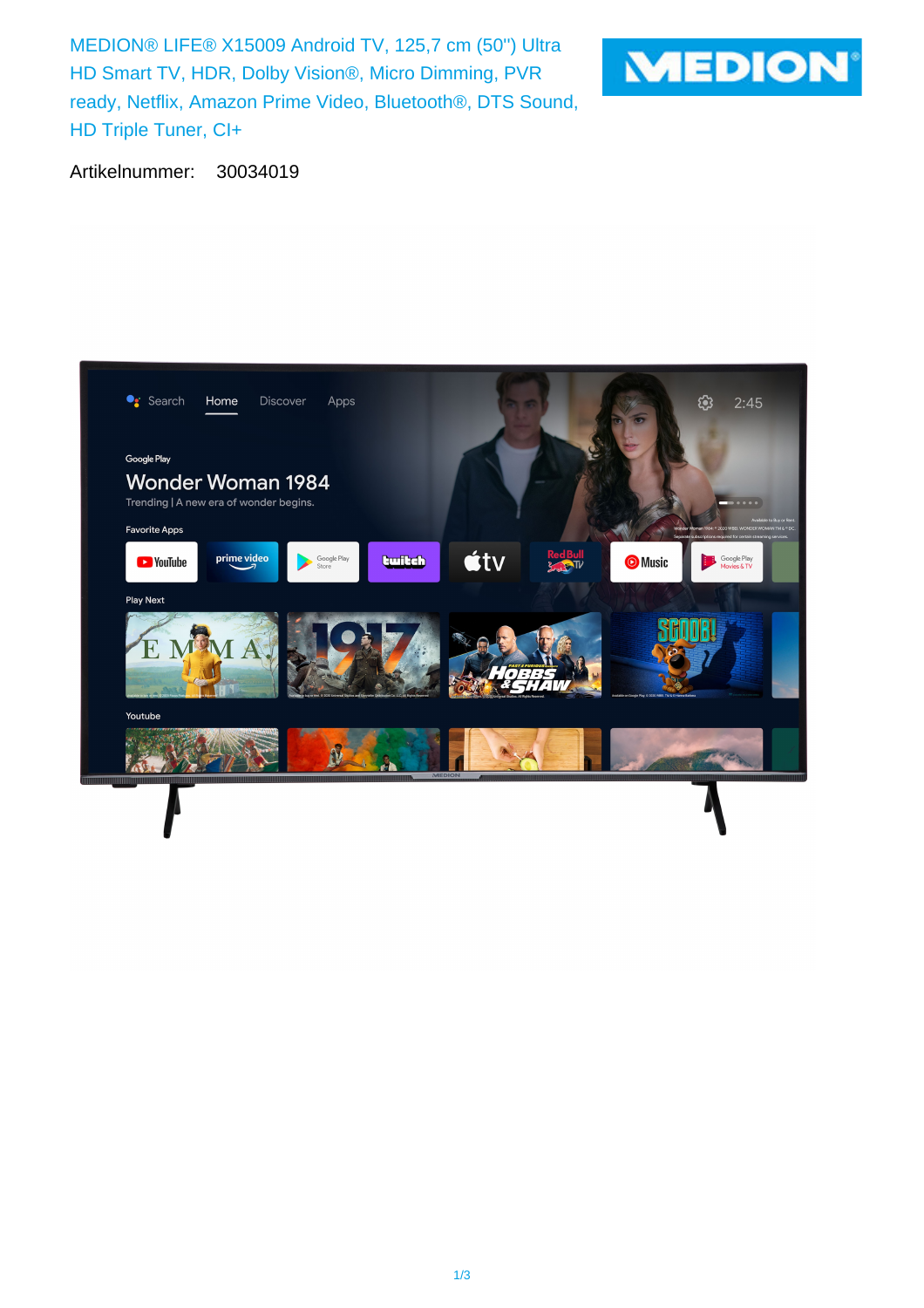# MEDION® LIFE® X15009 Android TV, 125,7 cm (50'') Ultra HD Smart TV, HDR, Dolby Vision®, Micro Dimming, PVR ready, Netflix, Amazon Prime Video, Bluetooth®, DTS Sound, HD Triple Tuner, CI+

Artikelnummer: 30034019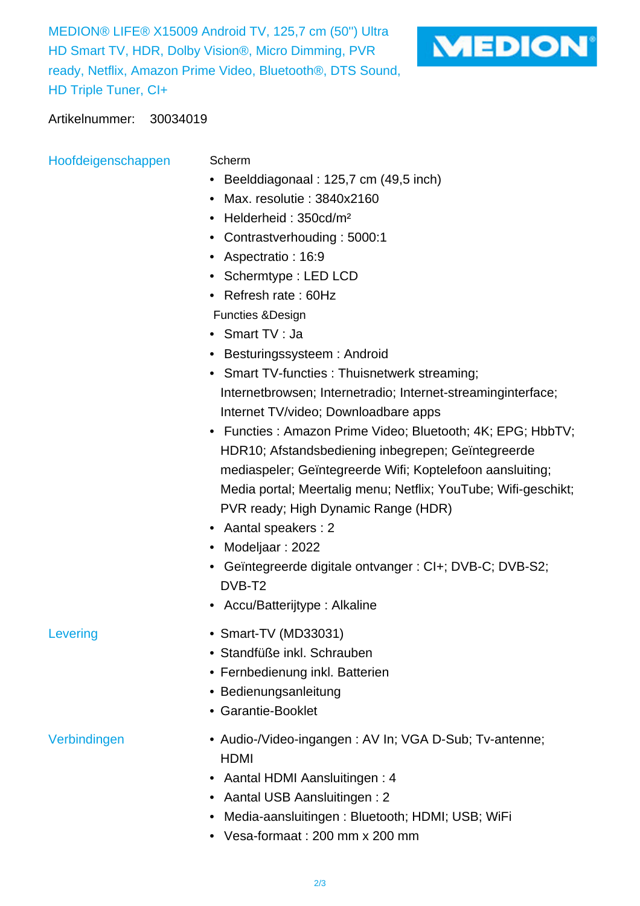MEDION® LIFE® X15009 Android TV, 125,7 cm (50'') Ultra HD Smart TV, HDR, Dolby Vision®, Micro Dimming, PVR ready, Netflix, Amazon Prime Video, Bluetooth®, DTS Sound, HD Triple Tuner, CI+

MEDION®

Artikelnummer: 30034019

## Hoofdeigenschappen

**Scherm**

- Beelddiagonaal : 125,7 cm (49,5 inch)
- Max. resolutie : 3840x2160
- Helderheid : 350cd/m²
- Contrastverhouding : 5000:1
- Aspectratio : 16:9
- Schermtype : LED LCD
- Refresh rate : 60Hz

**Functies &Design**

- Smart TV : Ja
- Besturingssysteem : Android
- Smart TV-functies : Thuisnetwerk streaming; Internetbrowsen; Internetradio; Internet-streaminginterface; Internet TV/video; Downloadbare apps
- Functies : Amazon Prime Video; Bluetooth; 4K; EPG; HbbTV; HDR10; Afstandsbediening inbegrepen; Geïntegreerde mediaspeler; Geïntegreerde Wifi; Koptelefoon aansluiting; Media portal; Meertalig menu; Netflix; YouTube; Wifi-geschikt; PVR ready; High Dynamic Range (HDR)
- Aantal speakers : 2
- Modeljaar : 2022
- Geïntegreerde digitale ontvanger : CI+; DVB-C; DVB-S2; DVB-T2
- Accu/Batterijtype : Alkaline

## Levering

- Smart-TV (MD33031)
- Standfüße inkl. Schrauben
- Fernbedienung inkl. Batterien
- Bedienungsanleitung
- Garantie-Booklet

## Verbindingen

- Audio-/Video-ingangen : AV In; VGA D-Sub; Tv-antenne; HDMI
- Aantal HDMI Aansluitingen : 4
- Aantal USB Aansluitingen : 2
- Media-aansluitingen : Bluetooth; HDMI; USB; WiFi
- Vesa-formaat : 200 mm x 200 mm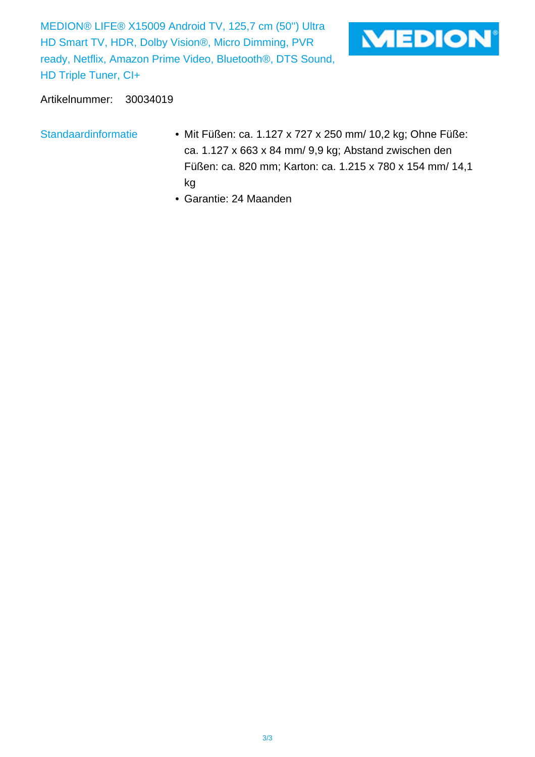MEDION® LIFE® X15009 Android TV, 125,7 cm (50'') Ultra HD Smart TV, HDR, Dolby Vision®, Micro Dimming, PVR ready, Netflix, Amazon Prime Video, Bluetooth®, DTS Sound, HD Triple Tuner, CI+

MEDION

Artikelnummer: 30034019

**Standaardinformatie**

- Mit Füßen: ca. 1.127 x 727 x 250 mm/ 10,2 kg; Ohne Füße: ca. 1.127 x 663 x 84 mm/ 9,9 kg; Abstand zwischen den Füßen: ca. 820 mm; Karton: ca. 1.215 x 780 x 154 mm/ 14,1 kg
- Garantie: 24 Maanden